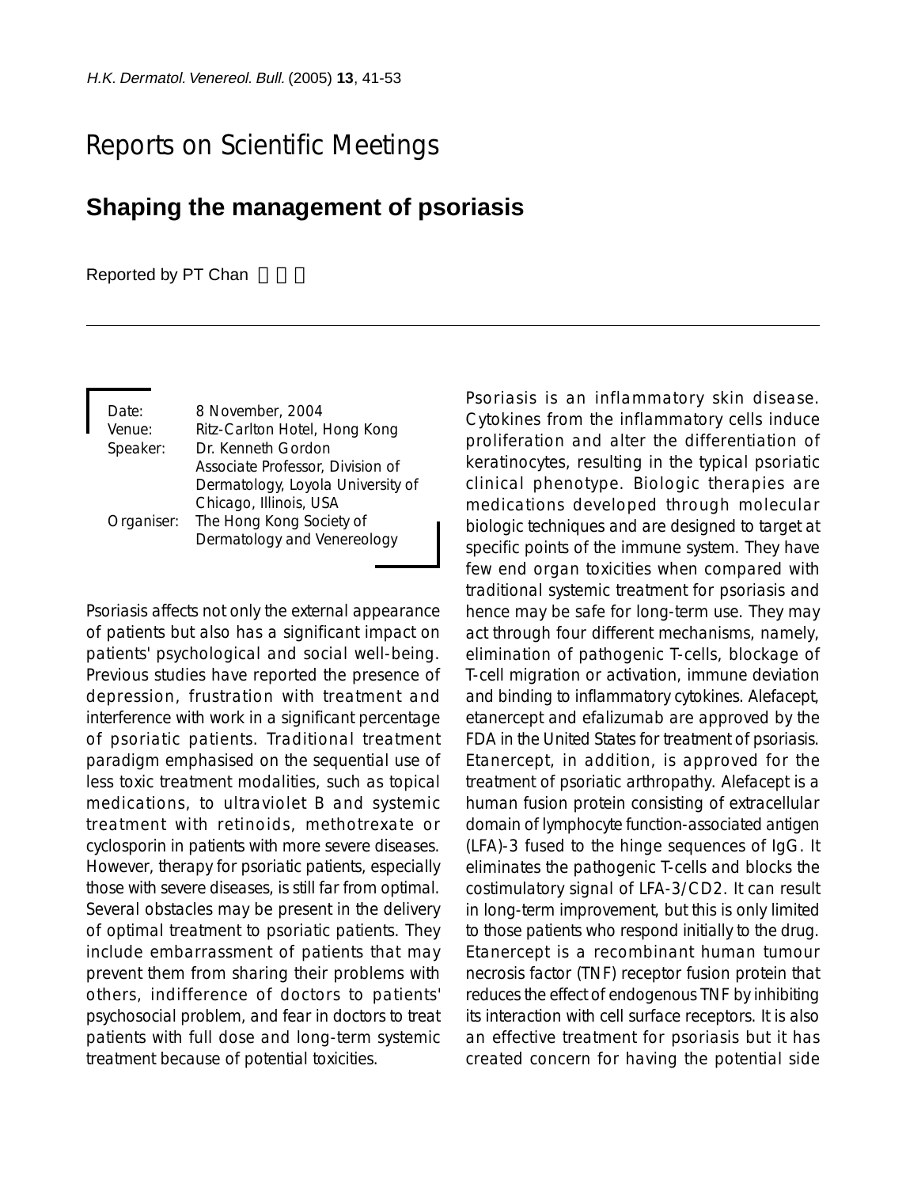# Reports on Scientific Meetings

## Shaping the management of psoriasis

Reported by PT Chan 陳炳忠

| | |
|---|---|
| Date: | 8 November, 2004 |
| Venue: | Ritz-Carlton Hotel, Hong Kong |
| Speaker: | Dr. Kenneth Gordon<br>Associate Professor, Division of Dermatology, Loyola University of Chicago, Illinois, USA |
| Organiser: | The Hong Kong Society of Dermatology and Venereology |

Psoriasis affects not only the external appearance of patients but also has a significant impact on patients' psychological and social well-being. Previous studies have reported the presence of depression, frustration with treatment and interference with work in a significant percentage of psoriatic patients. Traditional treatment paradigm emphasised on the sequential use of less toxic treatment modalities, such as topical medications, to ultraviolet B and systemic treatment with retinoids, methotrexate or cyclosporin in patients with more severe diseases. However, therapy for psoriatic patients, especially those with severe diseases, is still far from optimal. Several obstacles may be present in the delivery of optimal treatment to psoriatic patients. They include embarrassment of patients that may prevent them from sharing their problems with others, indifference of doctors to patients' psychosocial problem, and fear in doctors to treat patients with full dose and long-term systemic treatment because of potential toxicities.

Psoriasis is an inflammatory skin disease. Cytokines from the inflammatory cells induce proliferation and alter the differentiation of keratinocytes, resulting in the typical psoriatic clinical phenotype. Biologic therapies are medications developed through molecular biologic techniques and are designed to target at specific points of the immune system. They have few end organ toxicities when compared with traditional systemic treatment for psoriasis and hence may be safe for long-term use. They may act through four different mechanisms, namely, elimination of pathogenic T-cells, blockage of T-cell migration or activation, immune deviation and binding to inflammatory cytokines. Alefacept, etanercept and efalizumab are approved by the FDA in the United States for treatment of psoriasis. Etanercept, in addition, is approved for the treatment of psoriatic arthropathy. Alefacept is a human fusion protein consisting of extracellular domain of lymphocyte function-associated antigen (LFA)-3 fused to the hinge sequences of IgG. It eliminates the pathogenic T-cells and blocks the costimulatory signal of LFA-3/CD2. It can result in long-term improvement, but this is only limited to those patients who respond initially to the drug. Etanercept is a recombinant human tumour necrosis factor (TNF) receptor fusion protein that reduces the effect of endogenous TNF by inhibiting its interaction with cell surface receptors. It is also an effective treatment for psoriasis but it has created concern for having the potential side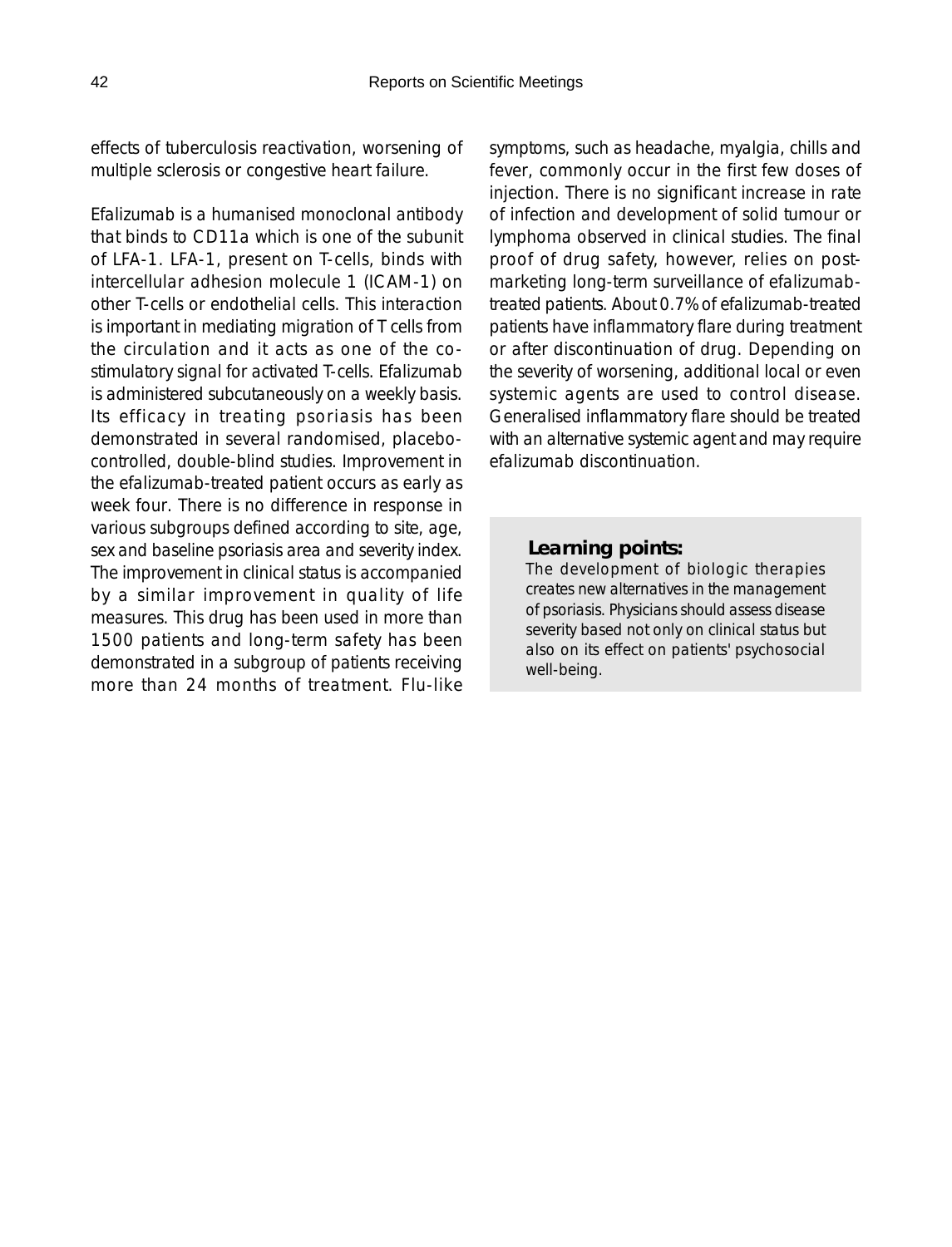effects of tuberculosis reactivation, worsening of multiple sclerosis or congestive heart failure.

Efalizumab is a humanised monoclonal antibody that binds to CD11a which is one of the subunit of LFA-1. LFA-1, present on T-cells, binds with intercellular adhesion molecule 1 (ICAM-1) on other T-cells or endothelial cells. This interaction is important in mediating migration of T cells from the circulation and it acts as one of the co-stimulatory signal for activated T-cells. Efalizumab is administered subcutaneously on a weekly basis. Its efficacy in treating psoriasis has been demonstrated in several randomised, placebo-controlled, double-blind studies. Improvement in the efalizumab-treated patient occurs as early as week four. There is no difference in response in various subgroups defined according to site, age, sex and baseline psoriasis area and severity index. The improvement in clinical status is accompanied by a similar improvement in quality of life measures. This drug has been used in more than 1500 patients and long-term safety has been demonstrated in a subgroup of patients receiving more than 24 months of treatment. Flu-like symptoms, such as headache, myalgia, chills and fever, commonly occur in the first few doses of injection. There is no significant increase in rate of infection and development of solid tumour or lymphoma observed in clinical studies. The final proof of drug safety, however, relies on post-marketing long-term surveillance of efalizumab-treated patients. About 0.7% of efalizumab-treated patients have inflammatory flare during treatment or after discontinuation of drug. Depending on the severity of worsening, additional local or even systemic agents are used to control disease. Generalised inflammatory flare should be treated with an alternative systemic agent and may require efalizumab discontinuation.

**Learning points:**

The development of biologic therapies creates new alternatives in the management of psoriasis. Physicians should assess disease severity based not only on clinical status but also on its effect on patients' psychosocial well-being.